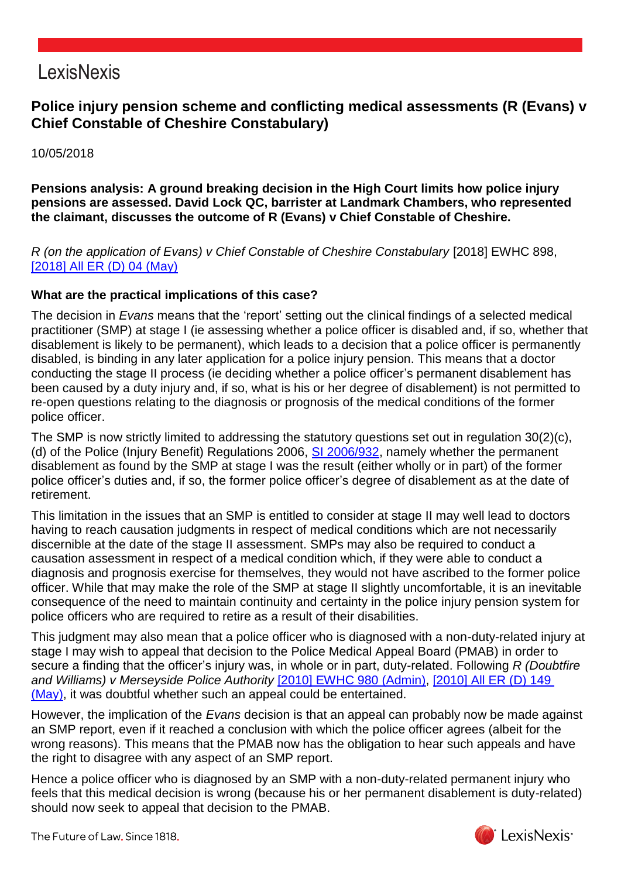LexisNexis

# Police injury pension scheme and conflicting medical assessments (R (Evans) v Chief Constable of Cheshire Constabulary)

10/05/2018

**Pensions analysis: A ground breaking decision in the High Court limits how police injury pensions are assessed. David Lock QC, barrister at Landmark Chambers, who represented the claimant, discusses the outcome of R (Evans) v Chief Constable of Cheshire.**

*R (on the application of Evans) v Chief Constable of Cheshire Constabulary* [2018] EWHC 898, [2018] All ER (D) 04 (May)

**What are the practical implications of this case?**

The decision in *Evans* means that the 'report' setting out the clinical findings of a selected medical practitioner (SMP) at stage I (ie assessing whether a police officer is disabled and, if so, whether that disablement is likely to be permanent), which leads to a decision that a police officer is permanently disabled, is binding in any later application for a police injury pension. This means that a doctor conducting the stage II process (ie deciding whether a police officer's permanent disablement has been caused by a duty injury and, if so, what is his or her degree of disablement) is not permitted to re-open questions relating to the diagnosis or prognosis of the medical conditions of the former police officer.

The SMP is now strictly limited to addressing the statutory questions set out in regulation 30(2)(c), (d) of the Police (Injury Benefit) Regulations 2006, SI 2006/932, namely whether the permanent disablement as found by the SMP at stage I was the result (either wholly or in part) of the former police officer's duties and, if so, the former police officer's degree of disablement as at the date of retirement.

This limitation in the issues that an SMP is entitled to consider at stage II may well lead to doctors having to reach causation judgments in respect of medical conditions which are not necessarily discernible at the date of the stage II assessment. SMPs may also be required to conduct a causation assessment in respect of a medical condition which, if they were able to conduct a diagnosis and prognosis exercise for themselves, they would not have ascribed to the former police officer. While that may make the role of the SMP at stage II slightly uncomfortable, it is an inevitable consequence of the need to maintain continuity and certainty in the police injury pension system for police officers who are required to retire as a result of their disabilities.

This judgment may also mean that a police officer who is diagnosed with a non-duty-related injury at stage I may wish to appeal that decision to the Police Medical Appeal Board (PMAB) in order to secure a finding that the officer's injury was, in whole or in part, duty-related. Following *R (Doubtfire and Williams) v Merseyside Police Authority* [2010] EWHC 980 (Admin), [2010] All ER (D) 149 (May), it was doubtful whether such an appeal could be entertained.

However, the implication of the *Evans* decision is that an appeal can probably now be made against an SMP report, even if it reached a conclusion with which the police officer agrees (albeit for the wrong reasons). This means that the PMAB now has the obligation to hear such appeals and have the right to disagree with any aspect of an SMP report.

Hence a police officer who is diagnosed by an SMP with a non-duty-related permanent injury who feels that this medical decision is wrong (because his or her permanent disablement is duty-related) should now seek to appeal that decision to the PMAB.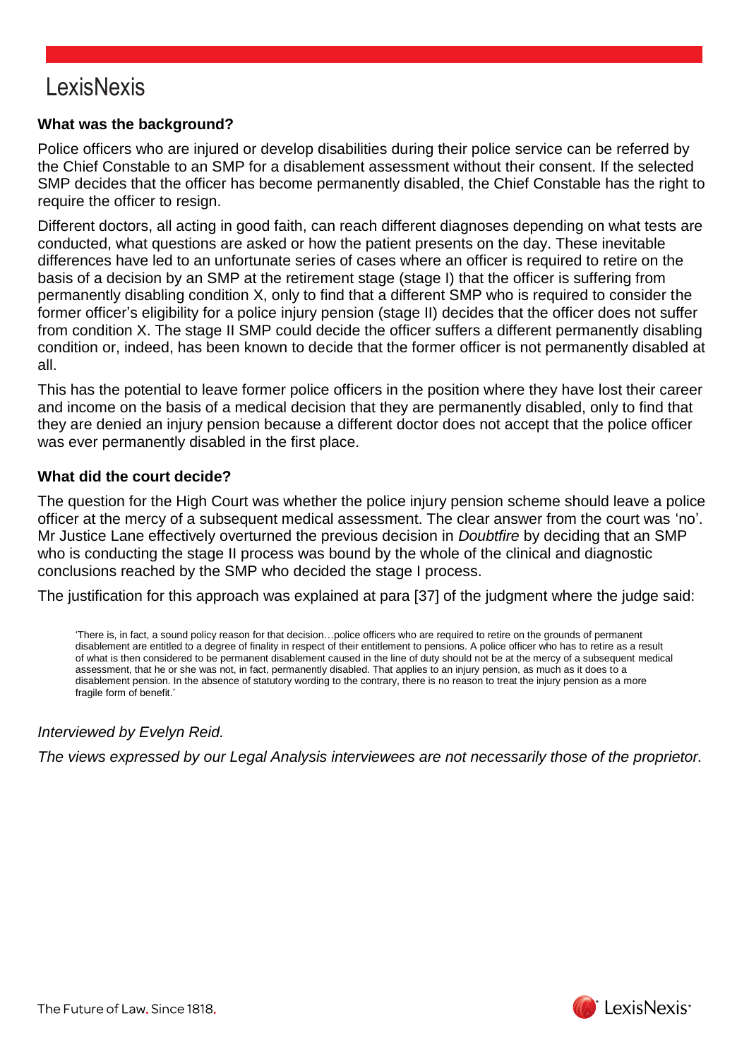**What was the background?**

Police officers who are injured or develop disabilities during their police service can be referred by the Chief Constable to an SMP for a disablement assessment without their consent. If the selected SMP decides that the officer has become permanently disabled, the Chief Constable has the right to require the officer to resign.

Different doctors, all acting in good faith, can reach different diagnoses depending on what tests are conducted, what questions are asked or how the patient presents on the day. These inevitable differences have led to an unfortunate series of cases where an officer is required to retire on the basis of a decision by an SMP at the retirement stage (stage I) that the officer is suffering from permanently disabling condition X, only to find that a different SMP who is required to consider the former officer's eligibility for a police injury pension (stage II) decides that the officer does not suffer from condition X. The stage II SMP could decide the officer suffers a different permanently disabling condition or, indeed, has been known to decide that the former officer is not permanently disabled at all.

This has the potential to leave former police officers in the position where they have lost their career and income on the basis of a medical decision that they are permanently disabled, only to find that they are denied an injury pension because a different doctor does not accept that the police officer was ever permanently disabled in the first place.

**What did the court decide?**

The question for the High Court was whether the police injury pension scheme should leave a police officer at the mercy of a subsequent medical assessment. The clear answer from the court was 'no'. Mr Justice Lane effectively overturned the previous decision in *Doubtfire* by deciding that an SMP who is conducting the stage II process was bound by the whole of the clinical and diagnostic conclusions reached by the SMP who decided the stage I process.

The justification for this approach was explained at para [37] of the judgment where the judge said:

> 'There is, in fact, a sound policy reason for that decision…police officers who are required to retire on the grounds of permanent disablement are entitled to a degree of finality in respect of their entitlement to pensions. A police officer who has to retire as a result of what is then considered to be permanent disablement caused in the line of duty should not be at the mercy of a subsequent medical assessment, that he or she was not, in fact, permanently disabled. That applies to an injury pension, as much as it does to a disablement pension. In the absence of statutory wording to the contrary, there is no reason to treat the injury pension as a more fragile form of benefit.'

*Interviewed by Evelyn Reid.*

*The views expressed by our Legal Analysis interviewees are not necessarily those of the proprietor.*